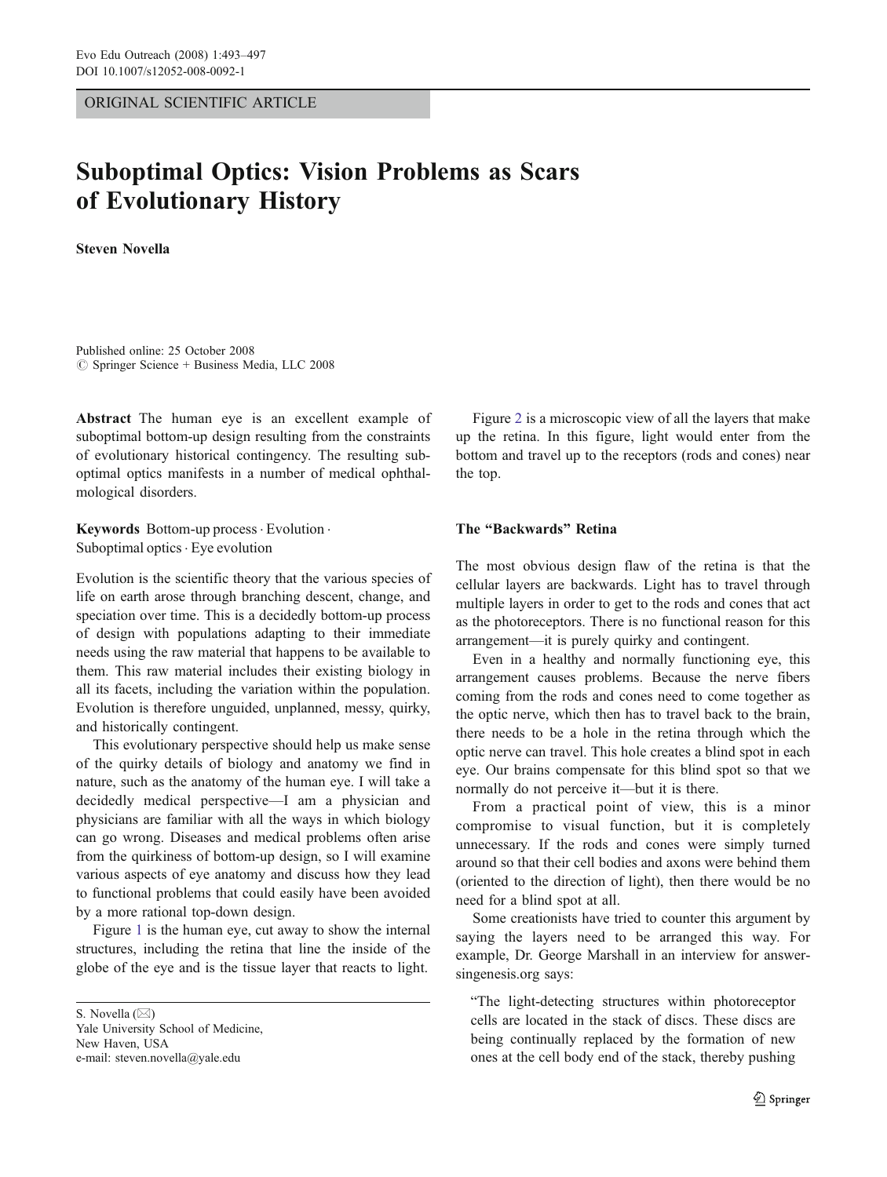ORIGINAL SCIENTIFIC ARTICLE

# Suboptimal Optics: Vision Problems as Scars of Evolutionary History

**Steven Novella**

Published online: 25 October 2008
© Springer Science + Business Media, LLC 2008

**Abstract** The human eye is an excellent example of suboptimal bottom-up design resulting from the constraints of evolutionary historical contingency. The resulting suboptimal optics manifests in a number of medical ophthalmological disorders.

**Keywords** Bottom-up process · Evolution · Suboptimal optics · Eye evolution

Evolution is the scientific theory that the various species of life on earth arose through branching descent, change, and speciation over time. This is a decidedly bottom-up process of design with populations adapting to their immediate needs using the raw material that happens to be available to them. This raw material includes their existing biology in all its facets, including the variation within the population. Evolution is therefore unguided, unplanned, messy, quirky, and historically contingent.

This evolutionary perspective should help us make sense of the quirky details of biology and anatomy we find in nature, such as the anatomy of the human eye. I will take a decidedly medical perspective—I am a physician and physicians are familiar with all the ways in which biology can go wrong. Diseases and medical problems often arise from the quirkiness of bottom-up design, so I will examine various aspects of eye anatomy and discuss how they lead to functional problems that could easily have been avoided by a more rational top-down design.

Figure 1 is the human eye, cut away to show the internal structures, including the retina that line the inside of the globe of the eye and is the tissue layer that reacts to light.

S. Novella (✉)
Yale University School of Medicine,
New Haven, USA
e-mail: steven.novella@yale.edu

Figure 2 is a microscopic view of all the layers that make up the retina. In this figure, light would enter from the bottom and travel up to the receptors (rods and cones) near the top.

## The "Backwards" Retina

The most obvious design flaw of the retina is that the cellular layers are backwards. Light has to travel through multiple layers in order to get to the rods and cones that act as the photoreceptors. There is no functional reason for this arrangement—it is purely quirky and contingent.

Even in a healthy and normally functioning eye, this arrangement causes problems. Because the nerve fibers coming from the rods and cones need to come together as the optic nerve, which then has to travel back to the brain, there needs to be a hole in the retina through which the optic nerve can travel. This hole creates a blind spot in each eye. Our brains compensate for this blind spot so that we normally do not perceive it—but it is there.

From a practical point of view, this is a minor compromise to visual function, but it is completely unnecessary. If the rods and cones were simply turned around so that their cell bodies and axons were behind them (oriented to the direction of light), then there would be no need for a blind spot at all.

Some creationists have tried to counter this argument by saying the layers need to be arranged this way. For example, Dr. George Marshall in an interview for answersingenesis.org says:

> "The light-detecting structures within photoreceptor cells are located in the stack of discs. These discs are being continually replaced by the formation of new ones at the cell body end of the stack, thereby pushing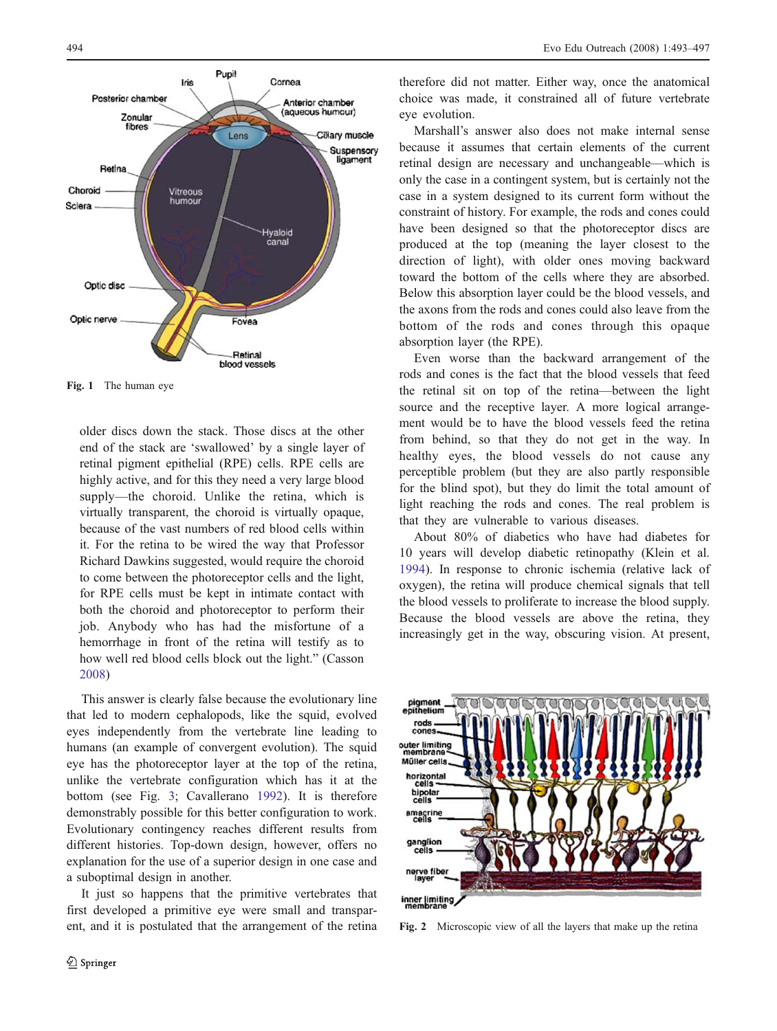Fig. 1 The human eye

older discs down the stack. Those discs at the other end of the stack are 'swallowed' by a single layer of retinal pigment epithelial (RPE) cells. RPE cells are highly active, and for this they need a very large blood supply—the choroid. Unlike the retina, which is virtually transparent, the choroid is virtually opaque, because of the vast numbers of red blood cells within it. For the retina to be wired the way that Professor Richard Dawkins suggested, would require the choroid to come between the photoreceptor cells and the light, for RPE cells must be kept in intimate contact with both the choroid and photoreceptor to perform their job. Anybody who has had the misfortune of a hemorrhage in front of the retina will testify as to how well red blood cells block out the light." (Casson 2008)

This answer is clearly false because the evolutionary line that led to modern cephalopods, like the squid, evolved eyes independently from the vertebrate line leading to humans (an example of convergent evolution). The squid eye has the photoreceptor layer at the top of the retina, unlike the vertebrate configuration which has it at the bottom (see Fig. 3; Cavallerano 1992). It is therefore demonstrably possible for this better configuration to work. Evolutionary contingency reaches different results from different histories. Top-down design, however, offers no explanation for the use of a superior design in one case and a suboptimal design in another.

It just so happens that the primitive vertebrates that first developed a primitive eye were small and transparent, and it is postulated that the arrangement of the retina therefore did not matter. Either way, once the anatomical choice was made, it constrained all of future vertebrate eye evolution.

Marshall's answer also does not make internal sense because it assumes that certain elements of the current retinal design are necessary and unchangeable—which is only the case in a contingent system, but is certainly not the case in a system designed to its current form without the constraint of history. For example, the rods and cones could have been designed so that the photoreceptor discs are produced at the top (meaning the layer closest to the direction of light), with older ones moving backward toward the bottom of the cells where they are absorbed. Below this absorption layer could be the blood vessels, and the axons from the rods and cones could also leave from the bottom of the rods and cones through this opaque absorption layer (the RPE).

Even worse than the backward arrangement of the rods and cones is the fact that the blood vessels that feed the retinal sit on top of the retina—between the light source and the receptive layer. A more logical arrangement would be to have the blood vessels feed the retina from behind, so that they do not get in the way. In healthy eyes, the blood vessels do not cause any perceptible problem (but they are also partly responsible for the blind spot), but they do limit the total amount of light reaching the rods and cones. The real problem is that they are vulnerable to various diseases.

About 80% of diabetics who have had diabetes for 10 years will develop diabetic retinopathy (Klein et al. 1994). In response to chronic ischemia (relative lack of oxygen), the retina will produce chemical signals that tell the blood vessels to proliferate to increase the blood supply. Because the blood vessels are above the retina, they increasingly get in the way, obscuring vision. At present,

Fig. 2 Microscopic view of all the layers that make up the retina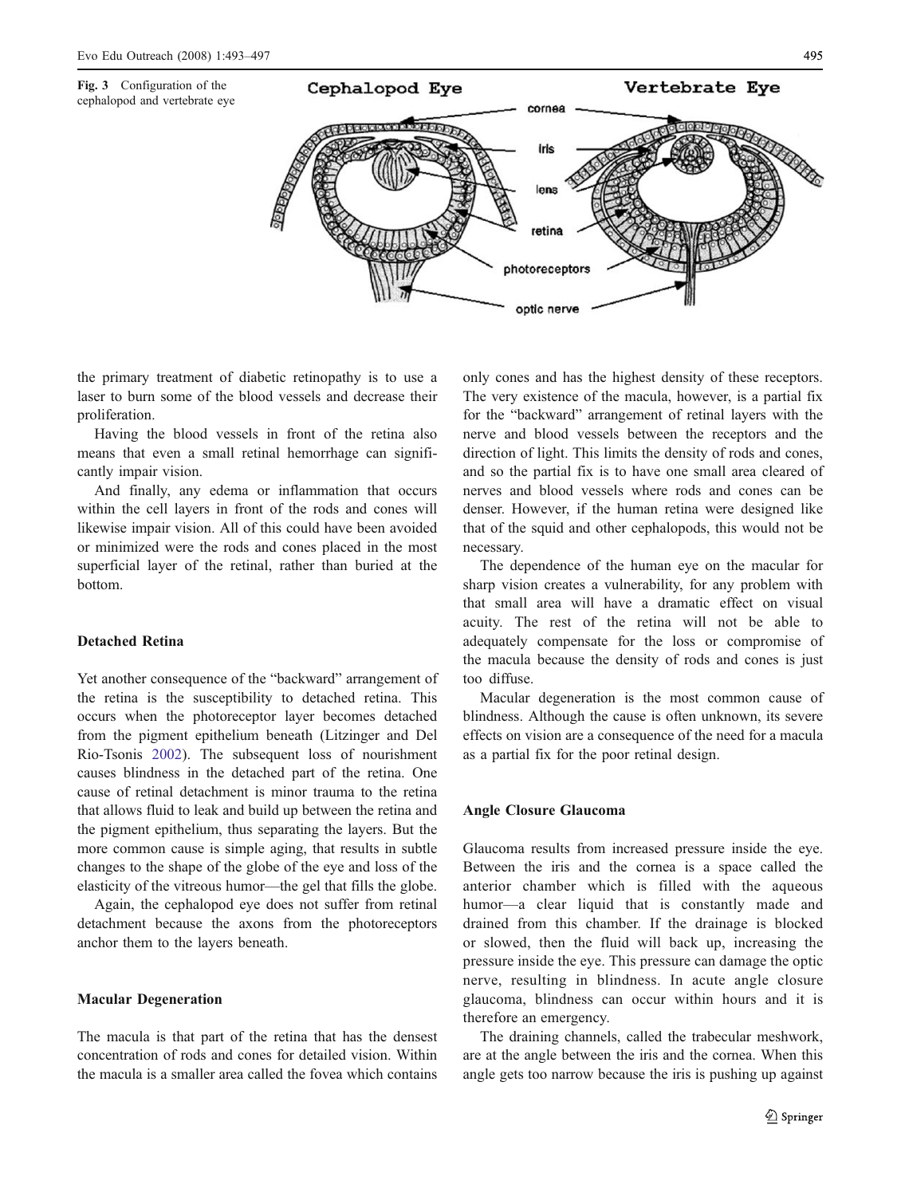Fig. 3 Configuration of the cephalopod and vertebrate eye

Cephalopod Eye

Vertebrate Eye

cornea

iris

lens

retina

photoreceptors

optic nerve

the primary treatment of diabetic retinopathy is to use a laser to burn some of the blood vessels and decrease their proliferation.

Having the blood vessels in front of the retina also means that even a small retinal hemorrhage can significantly impair vision.

And finally, any edema or inflammation that occurs within the cell layers in front of the rods and cones will likewise impair vision. All of this could have been avoided or minimized were the rods and cones placed in the most superficial layer of the retinal, rather than buried at the bottom.

### Detached Retina

Yet another consequence of the "backward" arrangement of the retina is the susceptibility to detached retina. This occurs when the photoreceptor layer becomes detached from the pigment epithelium beneath (Litzinger and Del Rio-Tsonis 2002). The subsequent loss of nourishment causes blindness in the detached part of the retina. One cause of retinal detachment is minor trauma to the retina that allows fluid to leak and build up between the retina and the pigment epithelium, thus separating the layers. But the more common cause is simple aging, that results in subtle changes to the shape of the globe of the eye and loss of the elasticity of the vitreous humor—the gel that fills the globe.

Again, the cephalopod eye does not suffer from retinal detachment because the axons from the photoreceptors anchor them to the layers beneath.

### Macular Degeneration

The macula is that part of the retina that has the densest concentration of rods and cones for detailed vision. Within the macula is a smaller area called the fovea which contains only cones and has the highest density of these receptors. The very existence of the macula, however, is a partial fix for the "backward" arrangement of retinal layers with the nerve and blood vessels between the receptors and the direction of light. This limits the density of rods and cones, and so the partial fix is to have one small area cleared of nerves and blood vessels where rods and cones can be denser. However, if the human retina were designed like that of the squid and other cephalopods, this would not be necessary.

The dependence of the human eye on the macular for sharp vision creates a vulnerability, for any problem with that small area will have a dramatic effect on visual acuity. The rest of the retina will not be able to adequately compensate for the loss or compromise of the macula because the density of rods and cones is just too diffuse.

Macular degeneration is the most common cause of blindness. Although the cause is often unknown, its severe effects on vision are a consequence of the need for a macula as a partial fix for the poor retinal design.

### Angle Closure Glaucoma

Glaucoma results from increased pressure inside the eye. Between the iris and the cornea is a space called the anterior chamber which is filled with the aqueous humor—a clear liquid that is constantly made and drained from this chamber. If the drainage is blocked or slowed, then the fluid will back up, increasing the pressure inside the eye. This pressure can damage the optic nerve, resulting in blindness. In acute angle closure glaucoma, blindness can occur within hours and it is therefore an emergency.

The draining channels, called the trabecular meshwork, are at the angle between the iris and the cornea. When this angle gets too narrow because the iris is pushing up against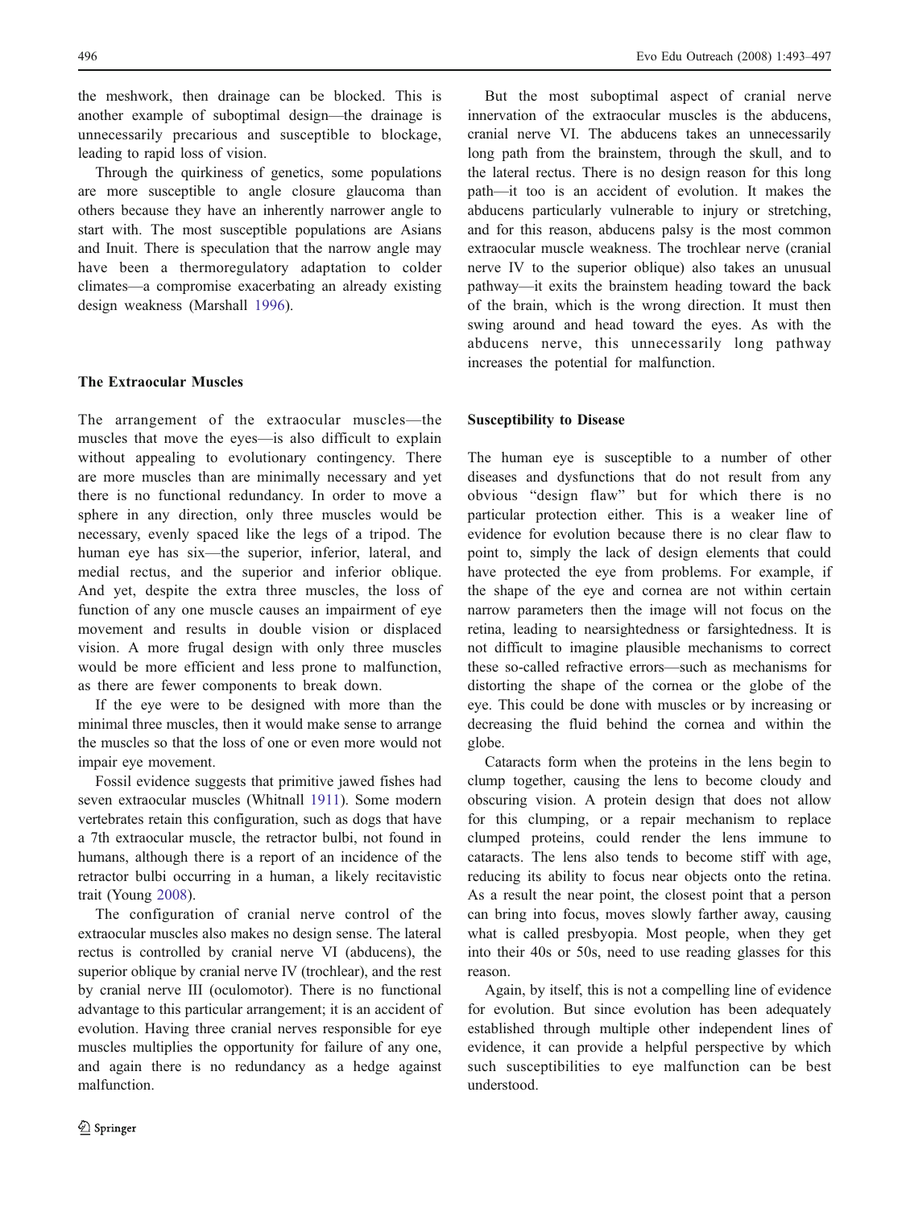the meshwork, then drainage can be blocked. This is another example of suboptimal design—the drainage is unnecessarily precarious and susceptible to blockage, leading to rapid loss of vision.

Through the quirkiness of genetics, some populations are more susceptible to angle closure glaucoma than others because they have an inherently narrower angle to start with. The most susceptible populations are Asians and Inuit. There is speculation that the narrow angle may have been a thermoregulatory adaptation to colder climates—a compromise exacerbating an already existing design weakness (Marshall 1996).

## The Extraocular Muscles

The arrangement of the extraocular muscles—the muscles that move the eyes—is also difficult to explain without appealing to evolutionary contingency. There are more muscles than are minimally necessary and yet there is no functional redundancy. In order to move a sphere in any direction, only three muscles would be necessary, evenly spaced like the legs of a tripod. The human eye has six—the superior, inferior, lateral, and medial rectus, and the superior and inferior oblique. And yet, despite the extra three muscles, the loss of function of any one muscle causes an impairment of eye movement and results in double vision or displaced vision. A more frugal design with only three muscles would be more efficient and less prone to malfunction, as there are fewer components to break down.

If the eye were to be designed with more than the minimal three muscles, then it would make sense to arrange the muscles so that the loss of one or even more would not impair eye movement.

Fossil evidence suggests that primitive jawed fishes had seven extraocular muscles (Whitnall 1911). Some modern vertebrates retain this configuration, such as dogs that have a 7th extraocular muscle, the retractor bulbi, not found in humans, although there is a report of an incidence of the retractor bulbi occurring in a human, a likely recitavistic trait (Young 2008).

The configuration of cranial nerve control of the extraocular muscles also makes no design sense. The lateral rectus is controlled by cranial nerve VI (abducens), the superior oblique by cranial nerve IV (trochlear), and the rest by cranial nerve III (oculomotor). There is no functional advantage to this particular arrangement; it is an accident of evolution. Having three cranial nerves responsible for eye muscles multiplies the opportunity for failure of any one, and again there is no redundancy as a hedge against malfunction.

But the most suboptimal aspect of cranial nerve innervation of the extraocular muscles is the abducens, cranial nerve VI. The abducens takes an unnecessarily long path from the brainstem, through the skull, and to the lateral rectus. There is no design reason for this long path—it too is an accident of evolution. It makes the abducens particularly vulnerable to injury or stretching, and for this reason, abducens palsy is the most common extraocular muscle weakness. The trochlear nerve (cranial nerve IV to the superior oblique) also takes an unusual pathway—it exits the brainstem heading toward the back of the brain, which is the wrong direction. It must then swing around and head toward the eyes. As with the abducens nerve, this unnecessarily long pathway increases the potential for malfunction.

## Susceptibility to Disease

The human eye is susceptible to a number of other diseases and dysfunctions that do not result from any obvious "design flaw" but for which there is no particular protection either. This is a weaker line of evidence for evolution because there is no clear flaw to point to, simply the lack of design elements that could have protected the eye from problems. For example, if the shape of the eye and cornea are not within certain narrow parameters then the image will not focus on the retina, leading to nearsightedness or farsightedness. It is not difficult to imagine plausible mechanisms to correct these so-called refractive errors—such as mechanisms for distorting the shape of the cornea or the globe of the eye. This could be done with muscles or by increasing or decreasing the fluid behind the cornea and within the globe.

Cataracts form when the proteins in the lens begin to clump together, causing the lens to become cloudy and obscuring vision. A protein design that does not allow for this clumping, or a repair mechanism to replace clumped proteins, could render the lens immune to cataracts. The lens also tends to become stiff with age, reducing its ability to focus near objects onto the retina. As a result the near point, the closest point that a person can bring into focus, moves slowly farther away, causing what is called presbyopia. Most people, when they get into their 40s or 50s, need to use reading glasses for this reason.

Again, by itself, this is not a compelling line of evidence for evolution. But since evolution has been adequately established through multiple other independent lines of evidence, it can provide a helpful perspective by which such susceptibilities to eye malfunction can be best understood.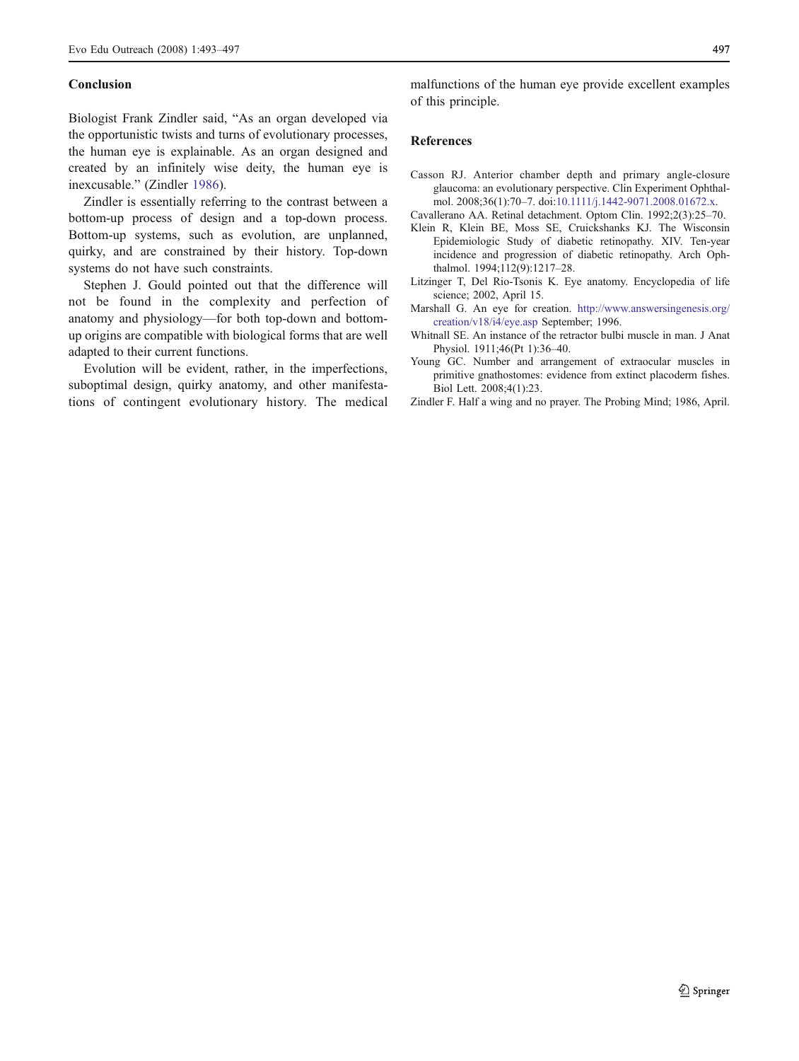## Conclusion

Biologist Frank Zindler said, "As an organ developed via the opportunistic twists and turns of evolutionary processes, the human eye is explainable. As an organ designed and created by an infinitely wise deity, the human eye is inexcusable." (Zindler 1986).

Zindler is essentially referring to the contrast between a bottom-up process of design and a top-down process. Bottom-up systems, such as evolution, are unplanned, quirky, and are constrained by their history. Top-down systems do not have such constraints.

Stephen J. Gould pointed out that the difference will not be found in the complexity and perfection of anatomy and physiology—for both top-down and bottom-up origins are compatible with biological forms that are well adapted to their current functions.

Evolution will be evident, rather, in the imperfections, suboptimal design, quirky anatomy, and other manifestations of contingent evolutionary history. The medical malfunctions of the human eye provide excellent examples of this principle.

## References

Casson RJ. Anterior chamber depth and primary angle-closure glaucoma: an evolutionary perspective. Clin Experiment Ophthalmol. 2008;36(1):70–7. doi:10.1111/j.1442-9071.2008.01672.x.

Cavallerano AA. Retinal detachment. Optom Clin. 1992;2(3):25–70.

Klein R, Klein BE, Moss SE, Cruickshanks KJ. The Wisconsin Epidemiologic Study of diabetic retinopathy. XIV. Ten-year incidence and progression of diabetic retinopathy. Arch Ophthalmol. 1994;112(9):1217–28.

Litzinger T, Del Rio-Tsonis K. Eye anatomy. Encyclopedia of life science; 2002, April 15.

Marshall G. An eye for creation. http://www.answersingenesis.org/creation/v18/i4/eye.asp September; 1996.

Whitnall SE. An instance of the retractor bulbi muscle in man. J Anat Physiol. 1911;46(Pt 1):36–40.

Young GC. Number and arrangement of extraocular muscles in primitive gnathostomes: evidence from extinct placoderm fishes. Biol Lett. 2008;4(1):23.

Zindler F. Half a wing and no prayer. The Probing Mind; 1986, April.